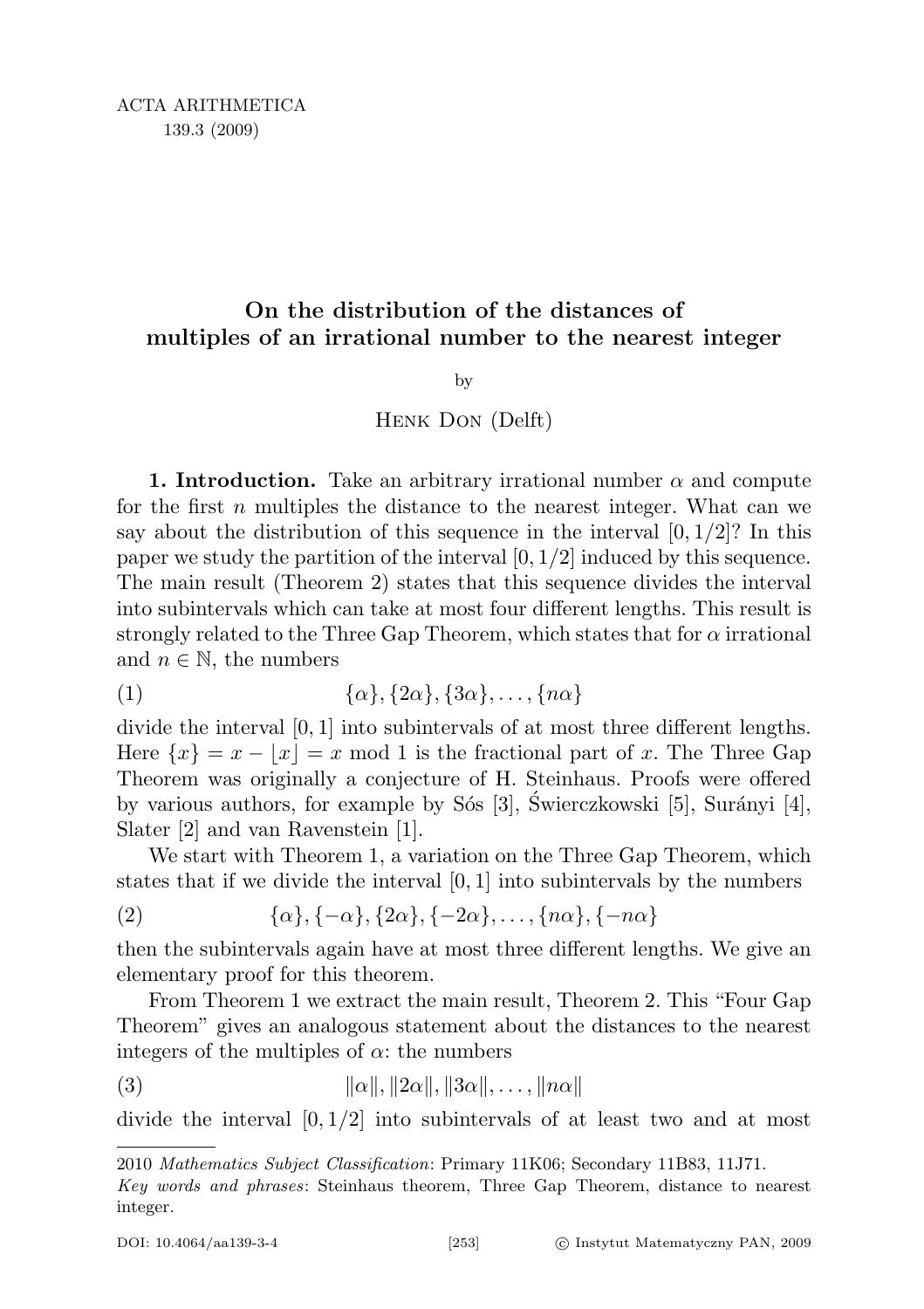ACTA ARITHMETICA
139.3 (2009)

# On the distribution of the distances of multiples of an irrational number to the nearest integer

by

Henk Don (Delft)

**1. Introduction.** Take an arbitrary irrational number $\alpha$ and compute for the first $n$ multiples the distance to the nearest integer. What can we say about the distribution of this sequence in the interval $[0, 1/2]$? In this paper we study the partition of the interval $[0, 1/2]$ induced by this sequence. The main result (Theorem 2) states that this sequence divides the interval into subintervals which can take at most four different lengths. This result is strongly related to the Three Gap Theorem, which states that for $\alpha$ irrational and $n \in \mathbb{N}$, the numbers

$$\{\alpha\}, \{2\alpha\}, \{3\alpha\}, \ldots, \{n\alpha\} \tag{1}$$

divide the interval $[0, 1]$ into subintervals of at most three different lengths. Here $\{x\} = x - \lfloor x \rfloor = x \bmod 1$ is the fractional part of $x$. The Three Gap Theorem was originally a conjecture of H. Steinhaus. Proofs were offered by various authors, for example by Sós [3], Świerczkowski [5], Surányi [4], Slater [2] and van Ravenstein [1].

We start with Theorem 1, a variation on the Three Gap Theorem, which states that if we divide the interval $[0, 1]$ into subintervals by the numbers

$$\{\alpha\}, \{-\alpha\}, \{2\alpha\}, \{-2\alpha\}, \ldots, \{n\alpha\}, \{-n\alpha\} \tag{2}$$

then the subintervals again have at most three different lengths. We give an elementary proof for this theorem.

From Theorem 1 we extract the main result, Theorem 2. This "Four Gap Theorem" gives an analogous statement about the distances to the nearest integers of the multiples of $\alpha$: the numbers

$$\|\alpha\|, \|2\alpha\|, \|3\alpha\|, \ldots, \|n\alpha\| \tag{3}$$

divide the interval $[0, 1/2]$ into subintervals of at least two and at most

---

2010 *Mathematics Subject Classification*: Primary 11K06; Secondary 11B83, 11J71.

*Key words and phrases*: Steinhaus theorem, Three Gap Theorem, distance to nearest integer.

DOI: 10.4064/aa139-3-4 © Instytut Matematyczny PAN, 2009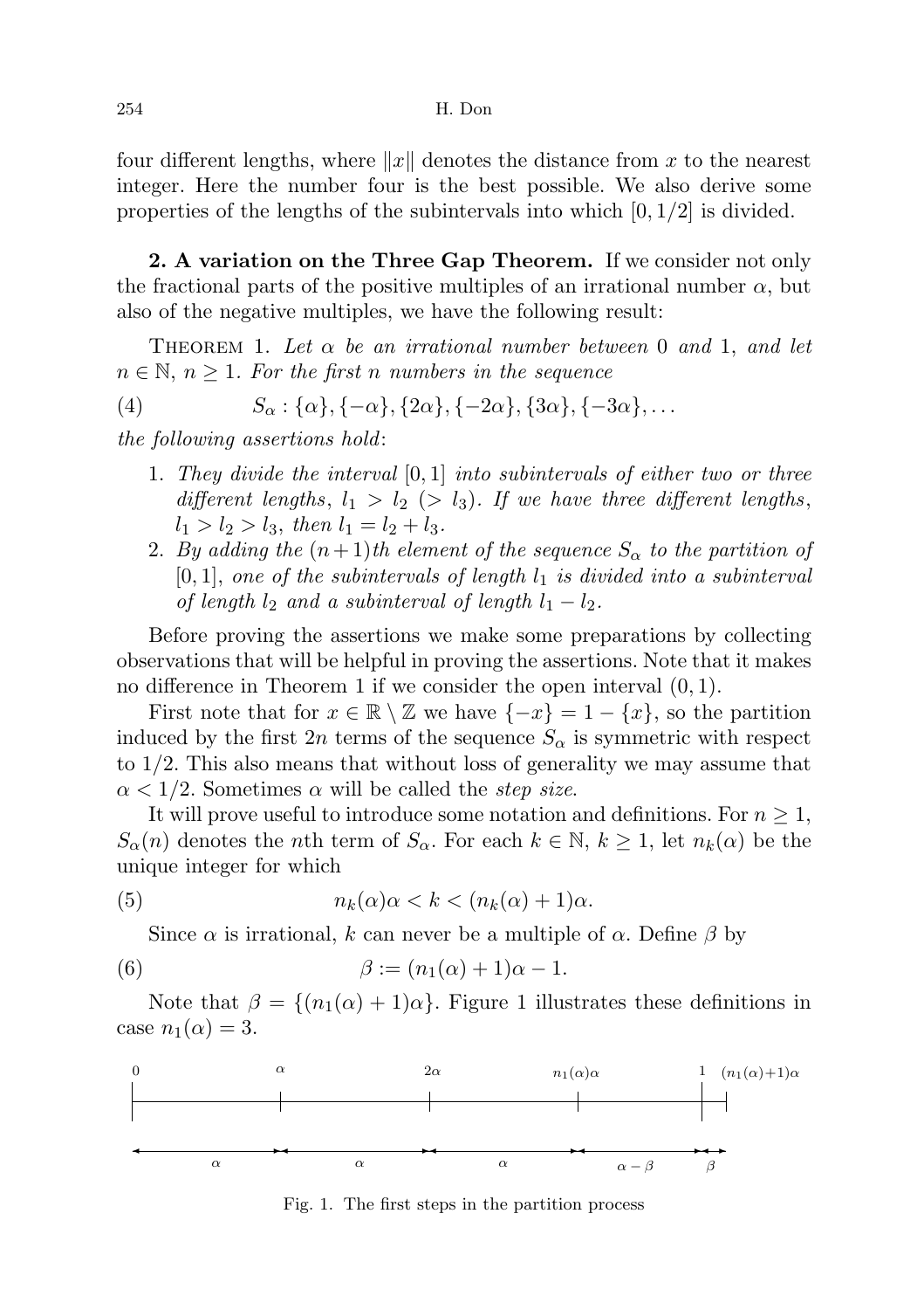four different lengths, where $\|x\|$ denotes the distance from $x$ to the nearest integer. Here the number four is the best possible. We also derive some properties of the lengths of the subintervals into which $[0, 1/2]$ is divided.

**2. A variation on the Three Gap Theorem.** If we consider not only the fractional parts of the positive multiples of an irrational number $\alpha$, but also of the negative multiples, we have the following result:

Theorem 1. *Let $\alpha$ be an irrational number between* 0 *and* 1, *and let $n \in \mathbb{N}$, $n \geq 1$. For the first $n$ numbers in the sequence*

$$S_\alpha : \{\alpha\}, \{-\alpha\}, \{2\alpha\}, \{-2\alpha\}, \{3\alpha\}, \{-3\alpha\}, \ldots \tag{4}$$

*the following assertions hold*:

1. *They divide the interval $[0, 1]$ into subintervals of either two or three different lengths, $l_1 > l_2$ $(> l_3)$. If we have three different lengths, $l_1 > l_2 > l_3$, then $l_1 = l_2 + l_3$.*
2. *By adding the $(n+1)$th element of the sequence $S_\alpha$ to the partition of $[0, 1]$, one of the subintervals of length $l_1$ is divided into a subinterval of length $l_2$ and a subinterval of length $l_1 - l_2$.*

Before proving the assertions we make some preparations by collecting observations that will be helpful in proving the assertions. Note that it makes no difference in Theorem 1 if we consider the open interval $(0, 1)$.

First note that for $x \in \mathbb{R} \setminus \mathbb{Z}$ we have $\{-x\} = 1 - \{x\}$, so the partition induced by the first $2n$ terms of the sequence $S_\alpha$ is symmetric with respect to $1/2$. This also means that without loss of generality we may assume that $\alpha < 1/2$. Sometimes $\alpha$ will be called the *step size*.

It will prove useful to introduce some notation and definitions. For $n \geq 1$, $S_\alpha(n)$ denotes the $n$th term of $S_\alpha$. For each $k \in \mathbb{N}$, $k \geq 1$, let $n_k(\alpha)$ be the unique integer for which

$$n_k(\alpha)\alpha < k < (n_k(\alpha) + 1)\alpha. \tag{5}$$

Since $\alpha$ is irrational, $k$ can never be a multiple of $\alpha$. Define $\beta$ by

$$\beta := (n_1(\alpha) + 1)\alpha - 1. \tag{6}$$

Note that $\beta = \{(n_1(\alpha) + 1)\alpha\}$. Figure 1 illustrates these definitions in case $n_1(\alpha) = 3$.

Fig. 1. The first steps in the partition process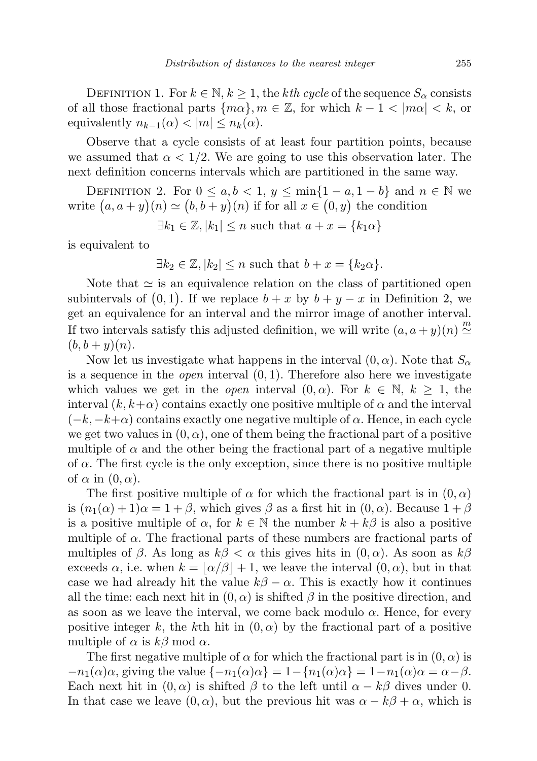DEFINITION 1. For $k \in \mathbb{N}$, $k \geq 1$, the *kth cycle* of the sequence $S_\alpha$ consists of all those fractional parts $\{m\alpha\}, m \in \mathbb{Z}$, for which $k-1 < |m\alpha| < k$, or equivalently $n_{k-1}(\alpha) < |m| \leq n_k(\alpha)$.

Observe that a cycle consists of at least four partition points, because we assumed that $\alpha < 1/2$. We are going to use this observation later. The next definition concerns intervals which are partitioned in the same way.

DEFINITION 2. For $0 \leq a, b < 1$, $y \leq \min\{1-a, 1-b\}$ and $n \in \mathbb{N}$ we write $\big(a, a+y\big)(n) \simeq \big(b, b+y\big)(n)$ if for all $x \in \big(0, y\big)$ the condition

$$\exists k_1 \in \mathbb{Z}, |k_1| \leq n \text{ such that } a + x = \{k_1\alpha\}$$

is equivalent to

$$\exists k_2 \in \mathbb{Z}, |k_2| \leq n \text{ such that } b + x = \{k_2\alpha\}.$$

Note that $\simeq$ is an equivalence relation on the class of partitioned open subintervals of $\big(0,1\big)$. If we replace $b+x$ by $b+y-x$ in Definition 2, we get an equivalence for an interval and the mirror image of another interval. If two intervals satisfy this adjusted definition, we will write $(a, a+y)(n) \overset{m}{\simeq} (b, b+y)(n)$.

Now let us investigate what happens in the interval $(0,\alpha)$. Note that $S_\alpha$ is a sequence in the *open* interval $(0,1)$. Therefore also here we investigate which values we get in the *open* interval $(0,\alpha)$. For $k \in \mathbb{N}$, $k \geq 1$, the interval $(k, k+\alpha)$ contains exactly one positive multiple of $\alpha$ and the interval $(-k, -k+\alpha)$ contains exactly one negative multiple of $\alpha$. Hence, in each cycle we get two values in $(0,\alpha)$, one of them being the fractional part of a positive multiple of $\alpha$ and the other being the fractional part of a negative multiple of $\alpha$. The first cycle is the only exception, since there is no positive multiple of $\alpha$ in $(0,\alpha)$.

The first positive multiple of $\alpha$ for which the fractional part is in $(0,\alpha)$ is $(n_1(\alpha)+1)\alpha = 1+\beta$, which gives $\beta$ as a first hit in $(0,\alpha)$. Because $1+\beta$ is a positive multiple of $\alpha$, for $k \in \mathbb{N}$ the number $k + k\beta$ is also a positive multiple of $\alpha$. The fractional parts of these numbers are fractional parts of multiples of $\beta$. As long as $k\beta < \alpha$ this gives hits in $(0,\alpha)$. As soon as $k\beta$ exceeds $\alpha$, i.e. when $k = \lfloor \alpha/\beta \rfloor + 1$, we leave the interval $(0,\alpha)$, but in that case we had already hit the value $k\beta - \alpha$. This is exactly how it continues all the time: each next hit in $(0,\alpha)$ is shifted $\beta$ in the positive direction, and as soon as we leave the interval, we come back modulo $\alpha$. Hence, for every positive integer $k$, the $k$th hit in $(0,\alpha)$ by the fractional part of a positive multiple of $\alpha$ is $k\beta \bmod \alpha$.

The first negative multiple of $\alpha$ for which the fractional part is in $(0,\alpha)$ is $-n_1(\alpha)\alpha$, giving the value $\{-n_1(\alpha)\alpha\} = 1 - \{n_1(\alpha)\alpha\} = 1 - n_1(\alpha)\alpha = \alpha - \beta$. Each next hit in $(0,\alpha)$ is shifted $\beta$ to the left until $\alpha - k\beta$ dives under 0. In that case we leave $(0,\alpha)$, but the previous hit was $\alpha - k\beta + \alpha$, which is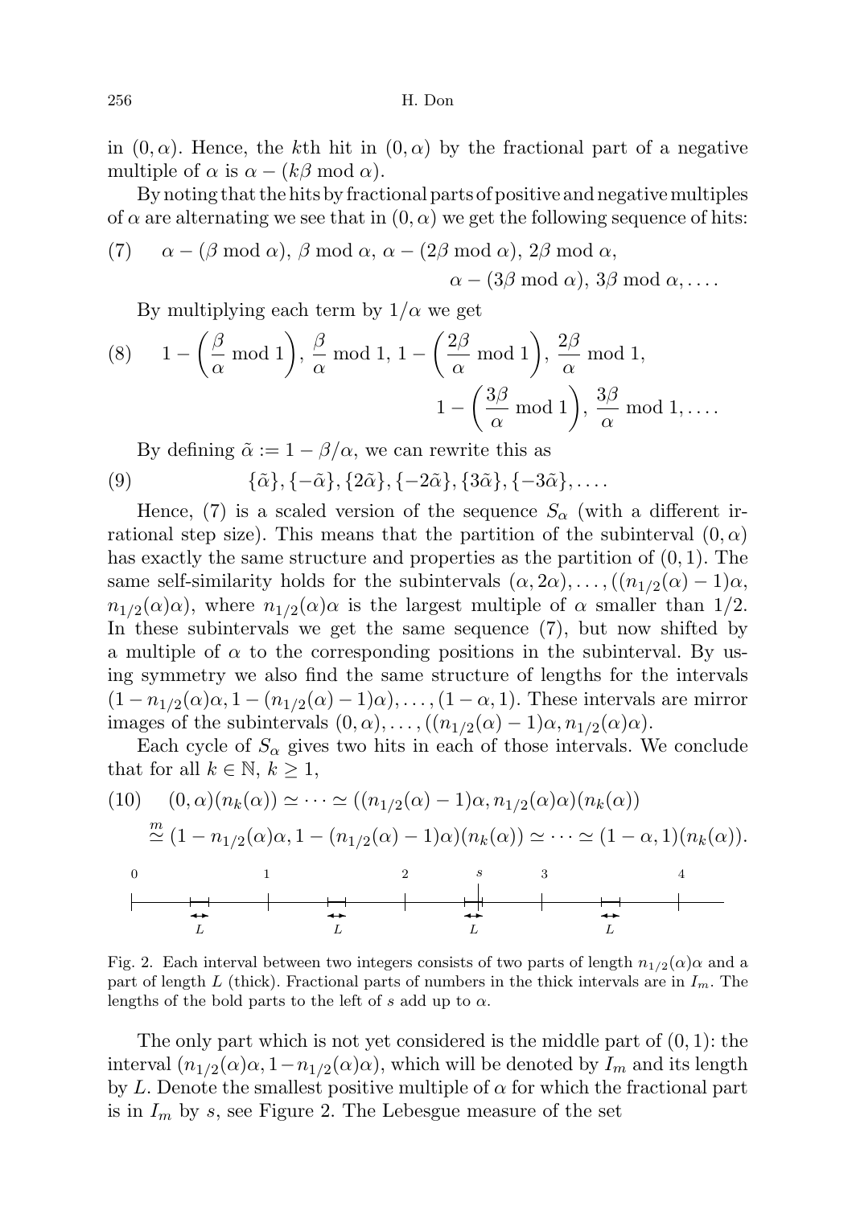in $(0, \alpha)$. Hence, the $k$th hit in $(0, \alpha)$ by the fractional part of a negative multiple of $\alpha$ is $\alpha - (k\beta \bmod \alpha)$.

By noting that the hits by fractional parts of positive and negative multiples of $\alpha$ are alternating we see that in $(0, \alpha)$ we get the following sequence of hits:

$$\text{(7)} \quad \alpha - (\beta \bmod \alpha),\ \beta \bmod \alpha,\ \alpha - (2\beta \bmod \alpha),\ 2\beta \bmod \alpha,\ \alpha - (3\beta \bmod \alpha),\ 3\beta \bmod \alpha, \ldots.$$

By multiplying each term by $1/\alpha$ we get

$$\text{(8)} \quad 1 - \left(\frac{\beta}{\alpha} \bmod 1\right),\ \frac{\beta}{\alpha} \bmod 1,\ 1 - \left(\frac{2\beta}{\alpha} \bmod 1\right),\ \frac{2\beta}{\alpha} \bmod 1,\ 1 - \left(\frac{3\beta}{\alpha} \bmod 1\right),\ \frac{3\beta}{\alpha} \bmod 1, \ldots.$$

By defining $\tilde{\alpha} := 1 - \beta/\alpha$, we can rewrite this as

$$\text{(9)} \quad \{\tilde{\alpha}\}, \{-\tilde{\alpha}\}, \{2\tilde{\alpha}\}, \{-2\tilde{\alpha}\}, \{3\tilde{\alpha}\}, \{-3\tilde{\alpha}\}, \ldots.$$

Hence, (7) is a scaled version of the sequence $S_\alpha$ (with a different irrational step size). This means that the partition of the subinterval $(0, \alpha)$ has exactly the same structure and properties as the partition of $(0, 1)$. The same self-similarity holds for the subintervals $(\alpha, 2\alpha), \ldots, ((n_{1/2}(\alpha) - 1)\alpha, n_{1/2}(\alpha)\alpha)$, where $n_{1/2}(\alpha)\alpha$ is the largest multiple of $\alpha$ smaller than $1/2$. In these subintervals we get the same sequence (7), but now shifted by a multiple of $\alpha$ to the corresponding positions in the subinterval. By using symmetry we also find the same structure of lengths for the intervals $(1 - n_{1/2}(\alpha)\alpha, 1 - (n_{1/2}(\alpha) - 1)\alpha), \ldots, (1 - \alpha, 1)$. These intervals are mirror images of the subintervals $(0, \alpha), \ldots, ((n_{1/2}(\alpha) - 1)\alpha, n_{1/2}(\alpha)\alpha)$.

Each cycle of $S_\alpha$ gives two hits in each of those intervals. We conclude that for all $k \in \mathbb{N}$, $k \geq 1$,

$$\text{(10)} \quad (0, \alpha)(n_k(\alpha)) \simeq \cdots \simeq ((n_{1/2}(\alpha) - 1)\alpha, n_{1/2}(\alpha)\alpha)(n_k(\alpha)) \overset{m}{\simeq} (1 - n_{1/2}(\alpha)\alpha, 1 - (n_{1/2}(\alpha) - 1)\alpha)(n_k(\alpha)) \simeq \cdots \simeq (1 - \alpha, 1)(n_k(\alpha)).$$

Fig. 2. Each interval between two integers consists of two parts of length $n_{1/2}(\alpha)\alpha$ and a part of length $L$ (thick). Fractional parts of numbers in the thick intervals are in $I_m$. The lengths of the bold parts to the left of $s$ add up to $\alpha$.

The only part which is not yet considered is the middle part of $(0, 1)$: the interval $(n_{1/2}(\alpha)\alpha, 1 - n_{1/2}(\alpha)\alpha)$, which will be denoted by $I_m$ and its length by $L$. Denote the smallest positive multiple of $\alpha$ for which the fractional part is in $I_m$ by $s$, see Figure 2. The Lebesgue measure of the set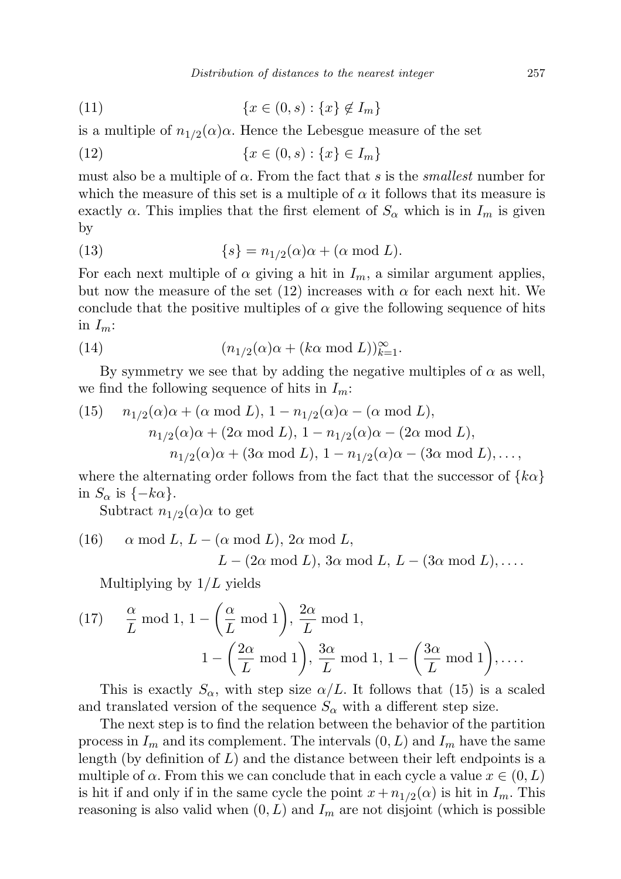$$\{x \in (0, s) : \{x\} \notin I_m\} \tag{11}$$

is a multiple of $n_{1/2}(\alpha)\alpha$. Hence the Lebesgue measure of the set

$$\{x \in (0, s) : \{x\} \in I_m\} \tag{12}$$

must also be a multiple of $\alpha$. From the fact that $s$ is the *smallest* number for which the measure of this set is a multiple of $\alpha$ it follows that its measure is exactly $\alpha$. This implies that the first element of $S_\alpha$ which is in $I_m$ is given by

$$\{s\} = n_{1/2}(\alpha)\alpha + (\alpha \bmod L). \tag{13}$$

For each next multiple of $\alpha$ giving a hit in $I_m$, a similar argument applies, but now the measure of the set (12) increases with $\alpha$ for each next hit. We conclude that the positive multiples of $\alpha$ give the following sequence of hits in $I_m$:

$$(n_{1/2}(\alpha)\alpha + (k\alpha \bmod L))_{k=1}^{\infty}. \tag{14}$$

By symmetry we see that by adding the negative multiples of $\alpha$ as well, we find the following sequence of hits in $I_m$:

$$\begin{aligned} &n_{1/2}(\alpha)\alpha + (\alpha \bmod L),\ 1 - n_{1/2}(\alpha)\alpha - (\alpha \bmod L), \\ &\quad n_{1/2}(\alpha)\alpha + (2\alpha \bmod L),\ 1 - n_{1/2}(\alpha)\alpha - (2\alpha \bmod L), \\ &\qquad n_{1/2}(\alpha)\alpha + (3\alpha \bmod L),\ 1 - n_{1/2}(\alpha)\alpha - (3\alpha \bmod L), \ldots, \end{aligned} \tag{15}$$

where the alternating order follows from the fact that the successor of $\{k\alpha\}$ in $S_\alpha$ is $\{-k\alpha\}$.

Subtract $n_{1/2}(\alpha)\alpha$ to get

$$\begin{aligned} &\alpha \bmod L,\ L - (\alpha \bmod L),\ 2\alpha \bmod L, \\ &\qquad L - (2\alpha \bmod L),\ 3\alpha \bmod L,\ L - (3\alpha \bmod L), \ldots. \end{aligned} \tag{16}$$

Multiplying by $1/L$ yields

$$\begin{aligned} &\frac{\alpha}{L} \bmod 1,\ 1 - \left(\frac{\alpha}{L} \bmod 1\right),\ \frac{2\alpha}{L} \bmod 1, \\ &\qquad 1 - \left(\frac{2\alpha}{L} \bmod 1\right),\ \frac{3\alpha}{L} \bmod 1,\ 1 - \left(\frac{3\alpha}{L} \bmod 1\right), \ldots. \end{aligned} \tag{17}$$

This is exactly $S_\alpha$, with step size $\alpha/L$. It follows that (15) is a scaled and translated version of the sequence $S_\alpha$ with a different step size.

The next step is to find the relation between the behavior of the partition process in $I_m$ and its complement. The intervals $(0, L)$ and $I_m$ have the same length (by definition of $L$) and the distance between their left endpoints is a multiple of $\alpha$. From this we can conclude that in each cycle a value $x \in (0, L)$ is hit if and only if in the same cycle the point $x + n_{1/2}(\alpha)$ is hit in $I_m$. This reasoning is also valid when $(0, L)$ and $I_m$ are not disjoint (which is possible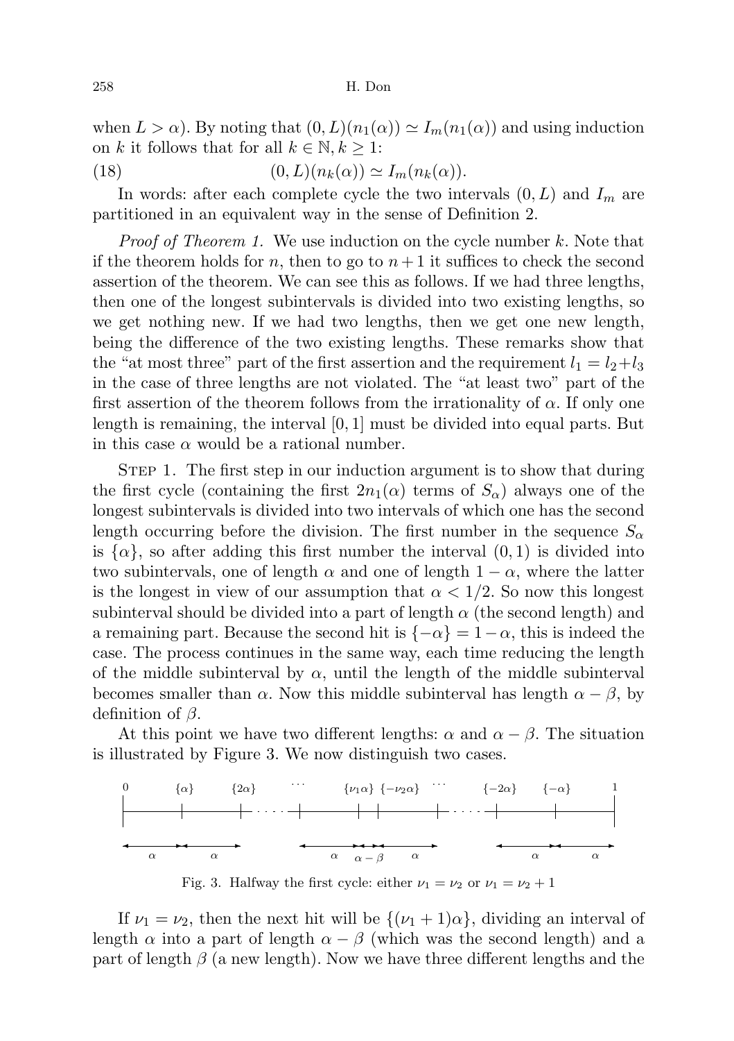when $L > \alpha$). By noting that $(0, L)(n_1(\alpha)) \simeq I_m(n_1(\alpha))$ and using induction on $k$ it follows that for all $k \in \mathbb{N}, k \geq 1$:

$$(0, L)(n_k(\alpha)) \simeq I_m(n_k(\alpha)). \tag{18}$$

In words: after each complete cycle the two intervals $(0, L)$ and $I_m$ are partitioned in an equivalent way in the sense of Definition 2.

*Proof of Theorem 1.* We use induction on the cycle number $k$. Note that if the theorem holds for $n$, then to go to $n+1$ it suffices to check the second assertion of the theorem. We can see this as follows. If we had three lengths, then one of the longest subintervals is divided into two existing lengths, so we get nothing new. If we had two lengths, then we get one new length, being the difference of the two existing lengths. These remarks show that the "at most three" part of the first assertion and the requirement $l_1 = l_2 + l_3$ in the case of three lengths are not violated. The "at least two" part of the first assertion of the theorem follows from the irrationality of $\alpha$. If only one length is remaining, the interval $[0, 1]$ must be divided into equal parts. But in this case $\alpha$ would be a rational number.

Step 1. The first step in our induction argument is to show that during the first cycle (containing the first $2n_1(\alpha)$ terms of $S_\alpha$) always one of the longest subintervals is divided into two intervals of which one has the second length occurring before the division. The first number in the sequence $S_\alpha$ is $\{\alpha\}$, so after adding this first number the interval $(0, 1)$ is divided into two subintervals, one of length $\alpha$ and one of length $1 - \alpha$, where the latter is the longest in view of our assumption that $\alpha < 1/2$. So now this longest subinterval should be divided into a part of length $\alpha$ (the second length) and a remaining part. Because the second hit is $\{-\alpha\} = 1 - \alpha$, this is indeed the case. The process continues in the same way, each time reducing the length of the middle subinterval by $\alpha$, until the length of the middle subinterval becomes smaller than $\alpha$. Now this middle subinterval has length $\alpha - \beta$, by definition of $\beta$.

At this point we have two different lengths: $\alpha$ and $\alpha - \beta$. The situation is illustrated by Figure 3. We now distinguish two cases.

Fig. 3. Halfway the first cycle: either $\nu_1 = \nu_2$ or $\nu_1 = \nu_2 + 1$

If $\nu_1 = \nu_2$, then the next hit will be $\{(\nu_1 + 1)\alpha\}$, dividing an interval of length $\alpha$ into a part of length $\alpha - \beta$ (which was the second length) and a part of length $\beta$ (a new length). Now we have three different lengths and the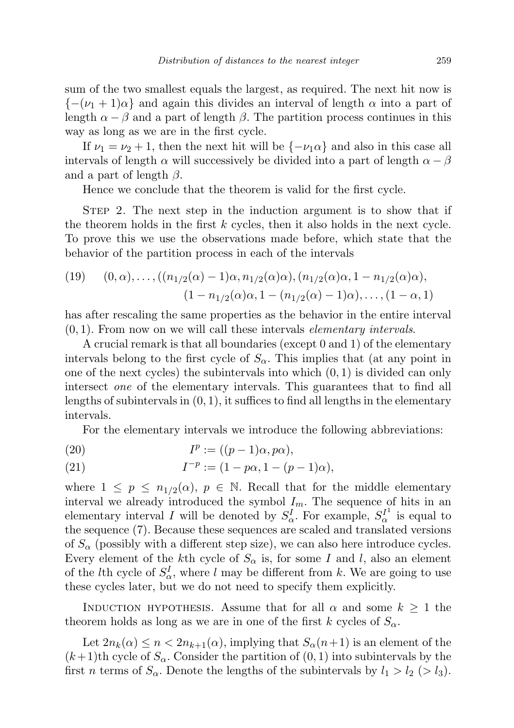sum of the two smallest equals the largest, as required. The next hit now is $\{-(\nu_1+1)\alpha\}$ and again this divides an interval of length $\alpha$ into a part of length $\alpha-\beta$ and a part of length $\beta$. The partition process continues in this way as long as we are in the first cycle.

If $\nu_1 = \nu_2 + 1$, then the next hit will be $\{-\nu_1\alpha\}$ and also in this case all intervals of length $\alpha$ will successively be divided into a part of length $\alpha-\beta$ and a part of length $\beta$.

Hence we conclude that the theorem is valid for the first cycle.

Step 2. The next step in the induction argument is to show that if the theorem holds in the first $k$ cycles, then it also holds in the next cycle. To prove this we use the observations made before, which state that the behavior of the partition process in each of the intervals

$$(0,\alpha),\ldots,((n_{1/2}(\alpha)-1)\alpha, n_{1/2}(\alpha)\alpha),(n_{1/2}(\alpha)\alpha, 1-n_{1/2}(\alpha)\alpha),$$
$$(1-n_{1/2}(\alpha)\alpha, 1-(n_{1/2}(\alpha)-1)\alpha),\ldots,(1-\alpha,1) \tag{19}$$

has after rescaling the same properties as the behavior in the entire interval $(0,1)$. From now on we will call these intervals *elementary intervals*.

A crucial remark is that all boundaries (except 0 and 1) of the elementary intervals belong to the first cycle of $S_\alpha$. This implies that (at any point in one of the next cycles) the subintervals into which $(0,1)$ is divided can only intersect *one* of the elementary intervals. This guarantees that to find all lengths of subintervals in $(0,1)$, it suffices to find all lengths in the elementary intervals.

For the elementary intervals we introduce the following abbreviations:

$$I^p := ((p-1)\alpha, p\alpha), \tag{20}$$

$$I^{-p} := (1-p\alpha, 1-(p-1)\alpha), \tag{21}$$

where $1 \le p \le n_{1/2}(\alpha)$, $p \in \mathbb{N}$. Recall that for the middle elementary interval we already introduced the symbol $I_m$. The sequence of hits in an elementary interval $I$ will be denoted by $S_\alpha^I$. For example, $S_\alpha^{I^1}$ is equal to the sequence (7). Because these sequences are scaled and translated versions of $S_\alpha$ (possibly with a different step size), we can also here introduce cycles. Every element of the $k$th cycle of $S_\alpha$ is, for some $I$ and $l$, also an element of the $l$th cycle of $S_\alpha^I$, where $l$ may be different from $k$. We are going to use these cycles later, but we do not need to specify them explicitly.

Induction hypothesis. Assume that for all $\alpha$ and some $k \ge 1$ the theorem holds as long as we are in one of the first $k$ cycles of $S_\alpha$.

Let $2n_k(\alpha) \le n < 2n_{k+1}(\alpha)$, implying that $S_\alpha(n+1)$ is an element of the $(k+1)$th cycle of $S_\alpha$. Consider the partition of $(0,1)$ into subintervals by the first $n$ terms of $S_\alpha$. Denote the lengths of the subintervals by $l_1 > l_2$ $(> l_3)$.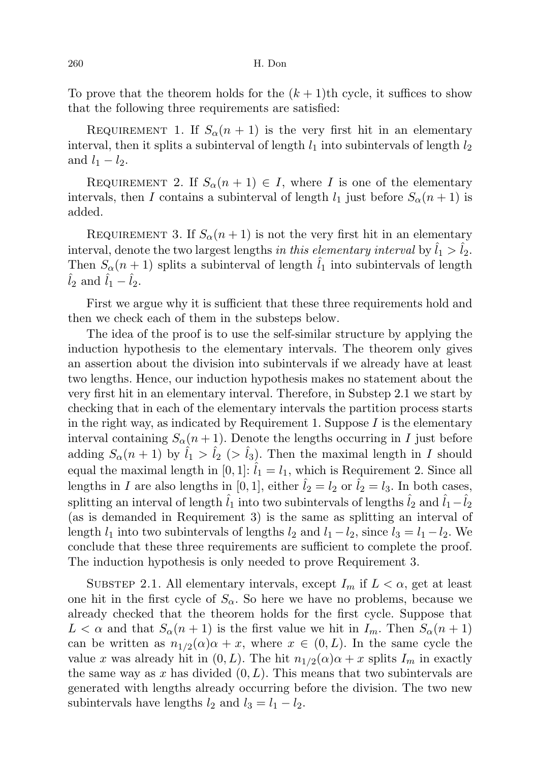To prove that the theorem holds for the $(k+1)$th cycle, it suffices to show that the following three requirements are satisfied:

Requirement 1. If $S_\alpha(n+1)$ is the very first hit in an elementary interval, then it splits a subinterval of length $l_1$ into subintervals of length $l_2$ and $l_1 - l_2$.

Requirement 2. If $S_\alpha(n+1) \in I$, where $I$ is one of the elementary intervals, then $I$ contains a subinterval of length $l_1$ just before $S_\alpha(n+1)$ is added.

Requirement 3. If $S_\alpha(n+1)$ is not the very first hit in an elementary interval, denote the two largest lengths *in this elementary interval* by $\hat{l}_1 > \hat{l}_2$. Then $S_\alpha(n+1)$ splits a subinterval of length $\hat{l}_1$ into subintervals of length $\hat{l}_2$ and $\hat{l}_1 - \hat{l}_2$.

First we argue why it is sufficient that these three requirements hold and then we check each of them in the substeps below.

The idea of the proof is to use the self-similar structure by applying the induction hypothesis to the elementary intervals. The theorem only gives an assertion about the division into subintervals if we already have at least two lengths. Hence, our induction hypothesis makes no statement about the very first hit in an elementary interval. Therefore, in Substep 2.1 we start by checking that in each of the elementary intervals the partition process starts in the right way, as indicated by Requirement 1. Suppose $I$ is the elementary interval containing $S_\alpha(n+1)$. Denote the lengths occurring in $I$ just before adding $S_\alpha(n+1)$ by $\hat{l}_1 > \hat{l}_2$ $(> \hat{l}_3)$. Then the maximal length in $I$ should equal the maximal length in $[0,1]$: $\hat{l}_1 = l_1$, which is Requirement 2. Since all lengths in $I$ are also lengths in $[0,1]$, either $\hat{l}_2 = l_2$ or $\hat{l}_2 = l_3$. In both cases, splitting an interval of length $\hat{l}_1$ into two subintervals of lengths $\hat{l}_2$ and $\hat{l}_1 - \hat{l}_2$ (as is demanded in Requirement 3) is the same as splitting an interval of length $l_1$ into two subintervals of lengths $l_2$ and $l_1 - l_2$, since $l_3 = l_1 - l_2$. We conclude that these three requirements are sufficient to complete the proof. The induction hypothesis is only needed to prove Requirement 3.

Substep 2.1. All elementary intervals, except $I_m$ if $L < \alpha$, get at least one hit in the first cycle of $S_\alpha$. So here we have no problems, because we already checked that the theorem holds for the first cycle. Suppose that $L < \alpha$ and that $S_\alpha(n+1)$ is the first value we hit in $I_m$. Then $S_\alpha(n+1)$ can be written as $n_{1/2}(\alpha)\alpha + x$, where $x \in (0, L)$. In the same cycle the value $x$ was already hit in $(0, L)$. The hit $n_{1/2}(\alpha)\alpha + x$ splits $I_m$ in exactly the same way as $x$ has divided $(0, L)$. This means that two subintervals are generated with lengths already occurring before the division. The two new subintervals have lengths $l_2$ and $l_3 = l_1 - l_2$.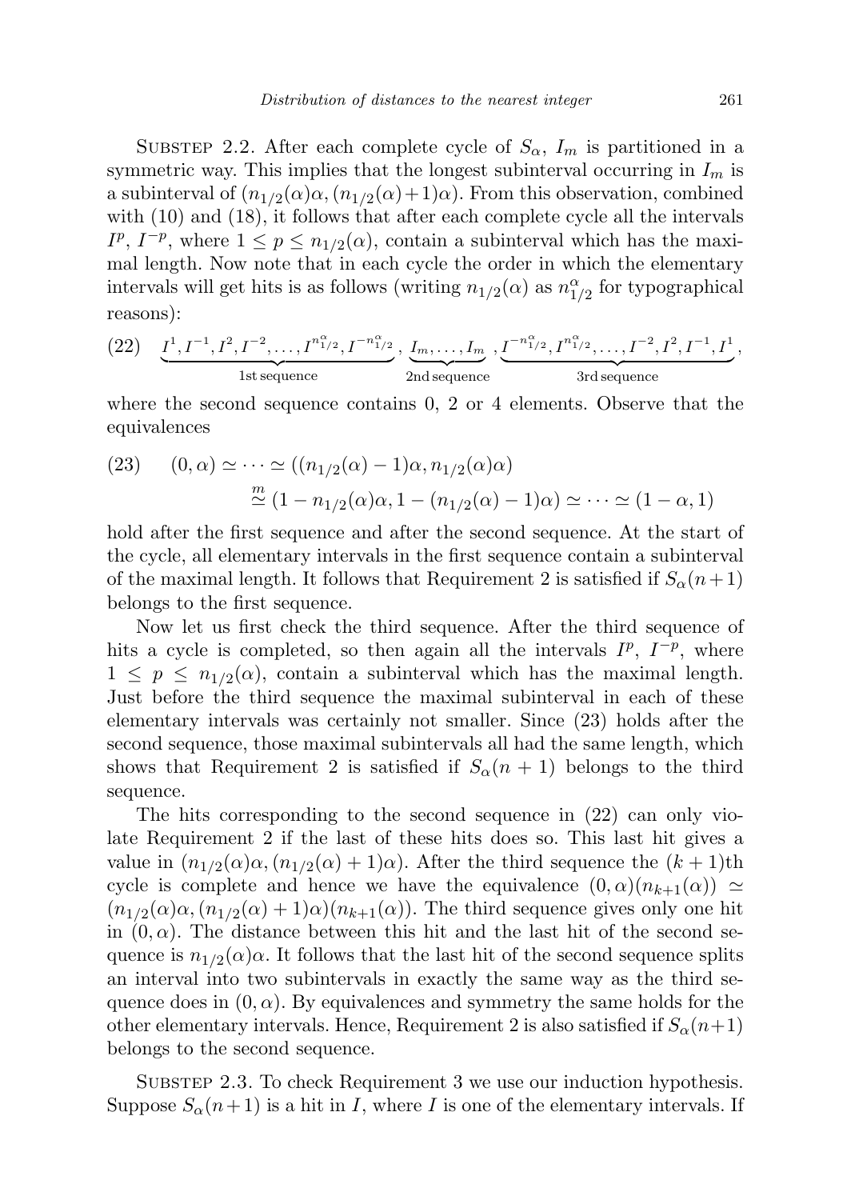Substep 2.2. After each complete cycle of $S_\alpha$, $I_m$ is partitioned in a symmetric way. This implies that the longest subinterval occurring in $I_m$ is a subinterval of $(n_{1/2}(\alpha)\alpha, (n_{1/2}(\alpha)+1)\alpha)$. From this observation, combined with (10) and (18), it follows that after each complete cycle all the intervals $I^p$, $I^{-p}$, where $1 \le p \le n_{1/2}(\alpha)$, contain a subinterval which has the maximal length. Now note that in each cycle the order in which the elementary intervals will get hits is as follows (writing $n_{1/2}(\alpha)$ as $n_{1/2}^\alpha$ for typographical reasons):

$$
(22) \quad \underbrace{I^1, I^{-1}, I^2, I^{-2}, \ldots, I^{n_{1/2}^\alpha}, I^{-n_{1/2}^\alpha}}_{\text{1st sequence}}, \underbrace{I_m, \ldots, I_m}_{\text{2nd sequence}}, \underbrace{I^{-n_{1/2}^\alpha}, I^{n_{1/2}^\alpha}, \ldots, I^{-2}, I^2, I^{-1}, I^1}_{\text{3rd sequence}},
$$

where the second sequence contains 0, 2 or 4 elements. Observe that the equivalences

$$
\begin{aligned}
(23) \quad (0,\alpha) \simeq \cdots \simeq ((n_{1/2}(\alpha)-1)\alpha, n_{1/2}(\alpha)\alpha) \\
\overset{m}{\simeq} (1 - n_{1/2}(\alpha)\alpha, 1-(n_{1/2}(\alpha)-1)\alpha) \simeq \cdots \simeq (1-\alpha, 1)
\end{aligned}
$$

hold after the first sequence and after the second sequence. At the start of the cycle, all elementary intervals in the first sequence contain a subinterval of the maximal length. It follows that Requirement 2 is satisfied if $S_\alpha(n+1)$ belongs to the first sequence.

Now let us first check the third sequence. After the third sequence of hits a cycle is completed, so then again all the intervals $I^p$, $I^{-p}$, where $1 \le p \le n_{1/2}(\alpha)$, contain a subinterval which has the maximal length. Just before the third sequence the maximal subinterval in each of these elementary intervals was certainly not smaller. Since (23) holds after the second sequence, those maximal subintervals all had the same length, which shows that Requirement 2 is satisfied if $S_\alpha(n+1)$ belongs to the third sequence.

The hits corresponding to the second sequence in (22) can only violate Requirement 2 if the last of these hits does so. This last hit gives a value in $(n_{1/2}(\alpha)\alpha, (n_{1/2}(\alpha)+1)\alpha)$. After the third sequence the $(k+1)$th cycle is complete and hence we have the equivalence $(0,\alpha)(n_{k+1}(\alpha)) \simeq (n_{1/2}(\alpha)\alpha, (n_{1/2}(\alpha)+1)\alpha)(n_{k+1}(\alpha))$. The third sequence gives only one hit in $(0,\alpha)$. The distance between this hit and the last hit of the second sequence is $n_{1/2}(\alpha)\alpha$. It follows that the last hit of the second sequence splits an interval into two subintervals in exactly the same way as the third sequence does in $(0,\alpha)$. By equivalences and symmetry the same holds for the other elementary intervals. Hence, Requirement 2 is also satisfied if $S_\alpha(n+1)$ belongs to the second sequence.

Substep 2.3. To check Requirement 3 we use our induction hypothesis. Suppose $S_\alpha(n+1)$ is a hit in $I$, where $I$ is one of the elementary intervals. If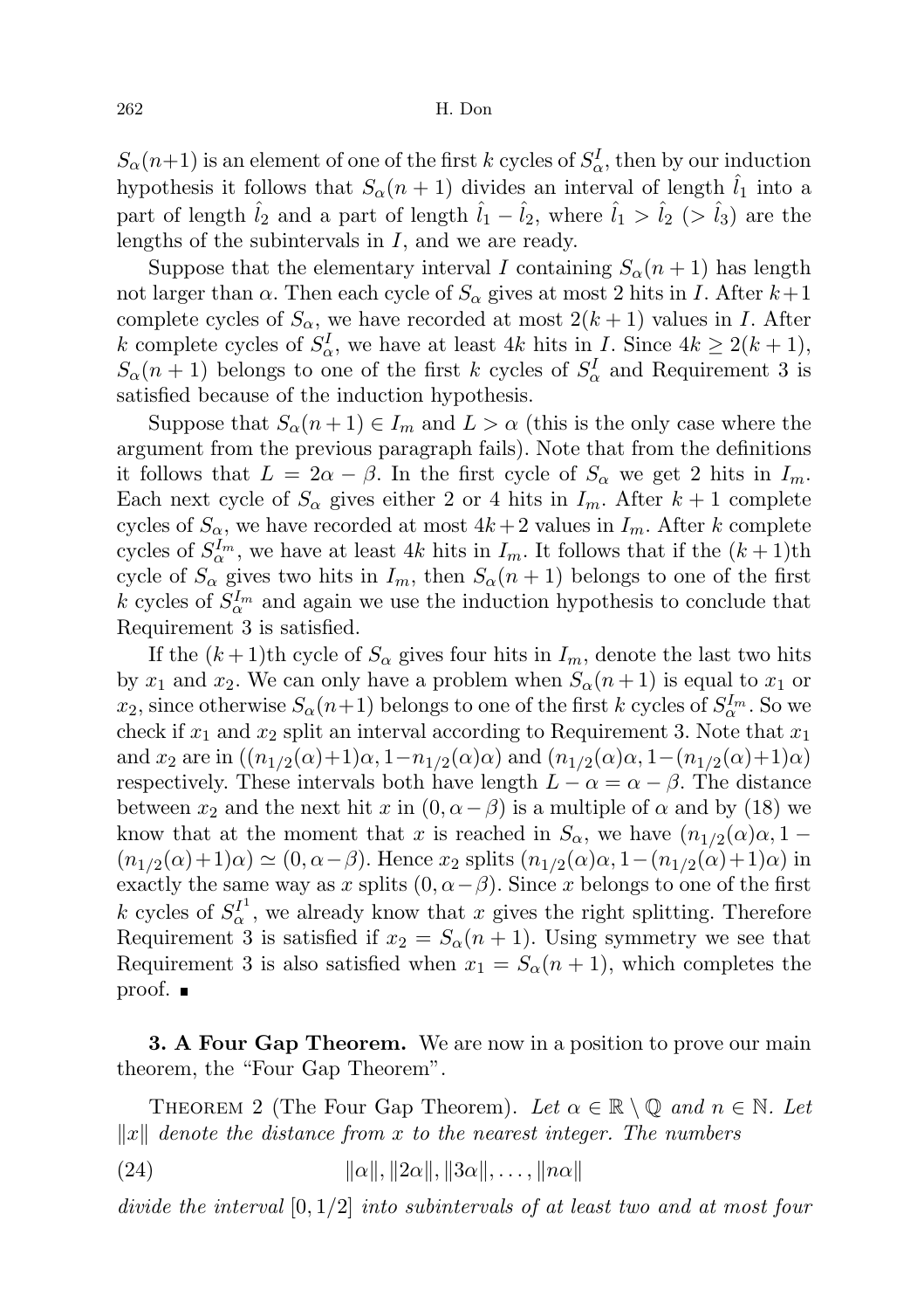$S_\alpha(n+1)$ is an element of one of the first $k$ cycles of $S_\alpha^I$, then by our induction hypothesis it follows that $S_\alpha(n+1)$ divides an interval of length $\hat{l}_1$ into a part of length $\hat{l}_2$ and a part of length $\hat{l}_1 - \hat{l}_2$, where $\hat{l}_1 > \hat{l}_2$ ($> \hat{l}_3$) are the lengths of the subintervals in $I$, and we are ready.

Suppose that the elementary interval $I$ containing $S_\alpha(n+1)$ has length not larger than $\alpha$. Then each cycle of $S_\alpha$ gives at most 2 hits in $I$. After $k+1$ complete cycles of $S_\alpha$, we have recorded at most $2(k+1)$ values in $I$. After $k$ complete cycles of $S_\alpha^I$, we have at least $4k$ hits in $I$. Since $4k \geq 2(k+1)$, $S_\alpha(n+1)$ belongs to one of the first $k$ cycles of $S_\alpha^I$ and Requirement 3 is satisfied because of the induction hypothesis.

Suppose that $S_\alpha(n+1) \in I_m$ and $L > \alpha$ (this is the only case where the argument from the previous paragraph fails). Note that from the definitions it follows that $L = 2\alpha - \beta$. In the first cycle of $S_\alpha$ we get 2 hits in $I_m$. Each next cycle of $S_\alpha$ gives either 2 or 4 hits in $I_m$. After $k+1$ complete cycles of $S_\alpha$, we have recorded at most $4k+2$ values in $I_m$. After $k$ complete cycles of $S_\alpha^{I_m}$, we have at least $4k$ hits in $I_m$. It follows that if the $(k+1)$th cycle of $S_\alpha$ gives two hits in $I_m$, then $S_\alpha(n+1)$ belongs to one of the first $k$ cycles of $S_\alpha^{I_m}$ and again we use the induction hypothesis to conclude that Requirement 3 is satisfied.

If the $(k+1)$th cycle of $S_\alpha$ gives four hits in $I_m$, denote the last two hits by $x_1$ and $x_2$. We can only have a problem when $S_\alpha(n+1)$ is equal to $x_1$ or $x_2$, since otherwise $S_\alpha(n+1)$ belongs to one of the first $k$ cycles of $S_\alpha^{I_m}$. So we check if $x_1$ and $x_2$ split an interval according to Requirement 3. Note that $x_1$ and $x_2$ are in $((n_{1/2}(\alpha)+1)\alpha, 1-n_{1/2}(\alpha)\alpha)$ and $(n_{1/2}(\alpha)\alpha, 1-(n_{1/2}(\alpha)+1)\alpha)$ respectively. These intervals both have length $L - \alpha = \alpha - \beta$. The distance between $x_2$ and the next hit $x$ in $(0, \alpha-\beta)$ is a multiple of $\alpha$ and by (18) we know that at the moment that $x$ is reached in $S_\alpha$, we have $(n_{1/2}(\alpha)\alpha, 1-(n_{1/2}(\alpha)+1)\alpha) \simeq (0, \alpha-\beta)$. Hence $x_2$ splits $(n_{1/2}(\alpha)\alpha, 1-(n_{1/2}(\alpha)+1)\alpha)$ in exactly the same way as $x$ splits $(0, \alpha-\beta)$. Since $x$ belongs to one of the first $k$ cycles of $S_\alpha^{I^1}$, we already know that $x$ gives the right splitting. Therefore Requirement 3 is satisfied if $x_2 = S_\alpha(n+1)$. Using symmetry we see that Requirement 3 is also satisfied when $x_1 = S_\alpha(n+1)$, which completes the proof. ∎

## 3. A Four Gap Theorem.

We are now in a position to prove our main theorem, the "Four Gap Theorem".

THEOREM 2 (The Four Gap Theorem). *Let $\alpha \in \mathbb{R} \setminus \mathbb{Q}$ and $n \in \mathbb{N}$. Let $\|x\|$ denote the distance from $x$ to the nearest integer. The numbers*

$$\|\alpha\|, \|2\alpha\|, \|3\alpha\|, \ldots, \|n\alpha\| \tag{24}$$

*divide the interval $[0, 1/2]$ into subintervals of at least two and at most four*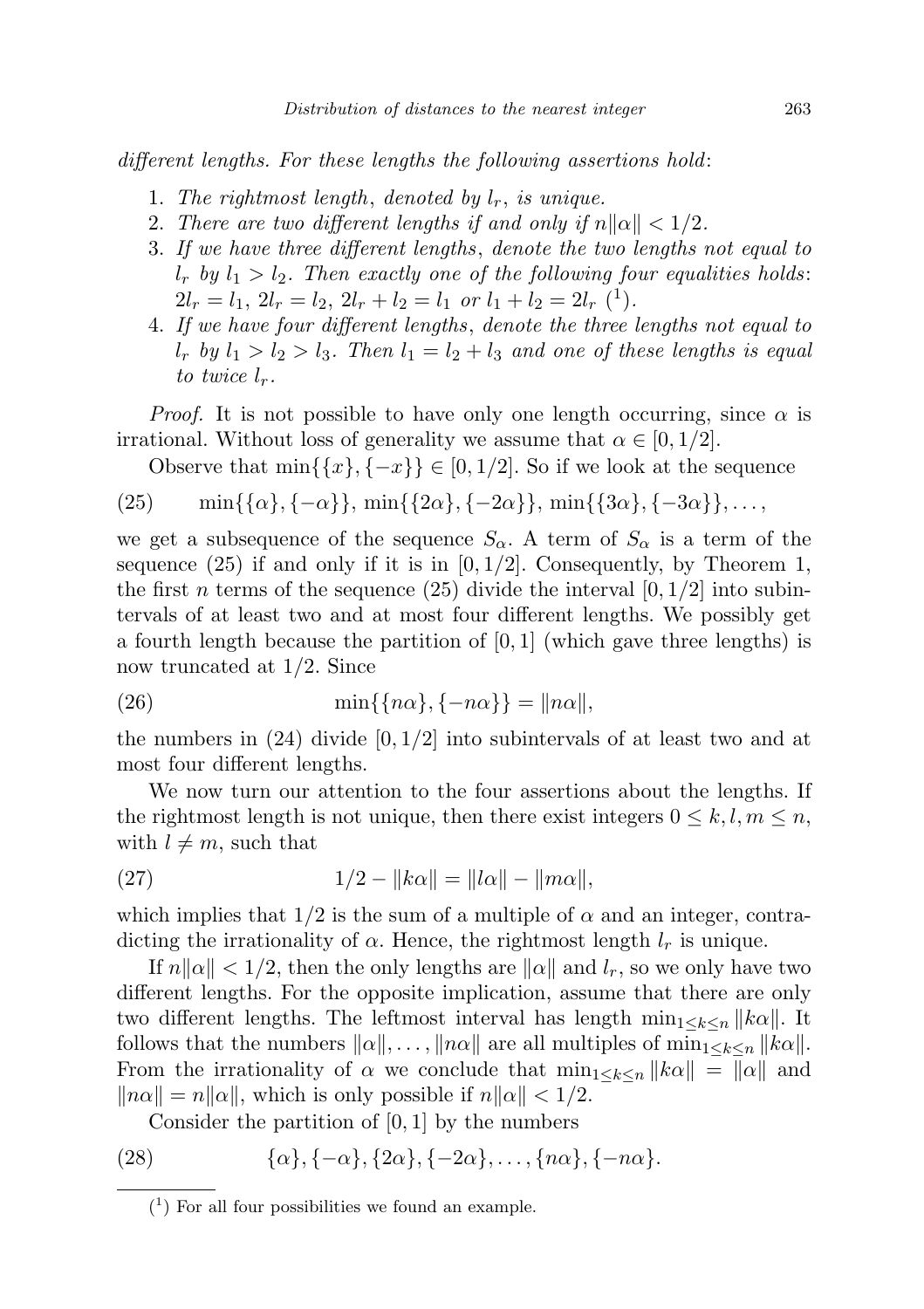*different lengths. For these lengths the following assertions hold*:

1. *The rightmost length*, *denoted by* $l_r$, *is unique.*
2. *There are two different lengths if and only if* $n\|\alpha\| < 1/2$.
3. *If we have three different lengths*, *denote the two lengths not equal to* $l_r$ *by* $l_1 > l_2$. *Then exactly one of the following four equalities holds*: $2l_r = l_1$, $2l_r = l_2$, $2l_r + l_2 = l_1$ *or* $l_1 + l_2 = 2l_r$ (1).
4. *If we have four different lengths*, *denote the three lengths not equal to* $l_r$ *by* $l_1 > l_2 > l_3$. *Then* $l_1 = l_2 + l_3$ *and one of these lengths is equal to twice* $l_r$.

*Proof.* It is not possible to have only one length occurring, since $\alpha$ is irrational. Without loss of generality we assume that $\alpha \in [0, 1/2]$.

Observe that $\min\{\{x\}, \{-x\}\} \in [0, 1/2]$. So if we look at the sequence

$$\min\{\{\alpha\}, \{-\alpha\}\}, \min\{\{2\alpha\}, \{-2\alpha\}\}, \min\{\{3\alpha\}, \{-3\alpha\}\}, \ldots, \tag{25}$$

we get a subsequence of the sequence $S_\alpha$. A term of $S_\alpha$ is a term of the sequence (25) if and only if it is in $[0, 1/2]$. Consequently, by Theorem 1, the first $n$ terms of the sequence (25) divide the interval $[0, 1/2]$ into subintervals of at least two and at most four different lengths. We possibly get a fourth length because the partition of $[0, 1]$ (which gave three lengths) is now truncated at $1/2$. Since

$$\min\{\{n\alpha\}, \{-n\alpha\}\} = \|n\alpha\|, \tag{26}$$

the numbers in (24) divide $[0, 1/2]$ into subintervals of at least two and at most four different lengths.

We now turn our attention to the four assertions about the lengths. If the rightmost length is not unique, then there exist integers $0 \le k, l, m \le n$, with $l \ne m$, such that

$$1/2 - \|k\alpha\| = \|l\alpha\| - \|m\alpha\|, \tag{27}$$

which implies that $1/2$ is the sum of a multiple of $\alpha$ and an integer, contradicting the irrationality of $\alpha$. Hence, the rightmost length $l_r$ is unique.

If $n\|\alpha\| < 1/2$, then the only lengths are $\|\alpha\|$ and $l_r$, so we only have two different lengths. For the opposite implication, assume that there are only two different lengths. The leftmost interval has length $\min_{1\le k\le n} \|k\alpha\|$. It follows that the numbers $\|\alpha\|, \ldots, \|n\alpha\|$ are all multiples of $\min_{1\le k\le n} \|k\alpha\|$. From the irrationality of $\alpha$ we conclude that $\min_{1\le k\le n} \|k\alpha\| = \|\alpha\|$ and $\|n\alpha\| = n\|\alpha\|$, which is only possible if $n\|\alpha\| < 1/2$.

Consider the partition of $[0, 1]$ by the numbers

$$\{\alpha\}, \{-\alpha\}, \{2\alpha\}, \{-2\alpha\}, \ldots, \{n\alpha\}, \{-n\alpha\}. \tag{28}$$

---

(1) For all four possibilities we found an example.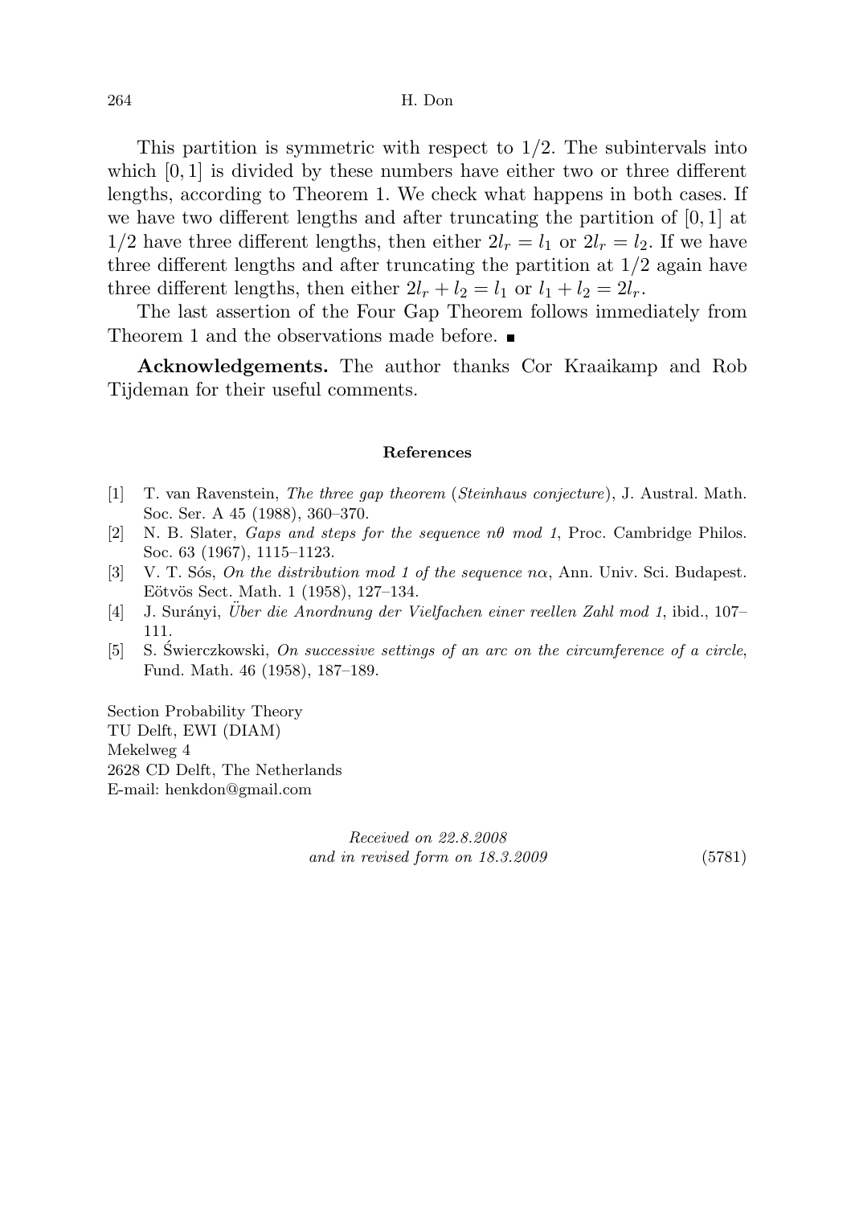This partition is symmetric with respect to $1/2$. The subintervals into which $[0,1]$ is divided by these numbers have either two or three different lengths, according to Theorem 1. We check what happens in both cases. If we have two different lengths and after truncating the partition of $[0,1]$ at $1/2$ have three different lengths, then either $2l_r = l_1$ or $2l_r = l_2$. If we have three different lengths and after truncating the partition at $1/2$ again have three different lengths, then either $2l_r + l_2 = l_1$ or $l_1 + l_2 = 2l_r$.

The last assertion of the Four Gap Theorem follows immediately from Theorem 1 and the observations made before. ∎

**Acknowledgements.** The author thanks Cor Kraaikamp and Rob Tijdeman for their useful comments.

## References

[1] T. van Ravenstein, *The three gap theorem* (*Steinhaus conjecture*), J. Austral. Math. Soc. Ser. A 45 (1988), 360–370.

[2] N. B. Slater, *Gaps and steps for the sequence $n\theta$ mod 1*, Proc. Cambridge Philos. Soc. 63 (1967), 1115–1123.

[3] V. T. Sós, *On the distribution mod 1 of the sequence $n\alpha$*, Ann. Univ. Sci. Budapest. Eötvös Sect. Math. 1 (1958), 127–134.

[4] J. Surányi, *Über die Anordnung der Vielfachen einer reellen Zahl mod 1*, ibid., 107–111.

[5] S. Świerczkowski, *On successive settings of an arc on the circumference of a circle*, Fund. Math. 46 (1958), 187–189.

Section Probability Theory
TU Delft, EWI (DIAM)
Mekelweg 4
2628 CD Delft, The Netherlands
E-mail: henkdon@gmail.com

*Received on 22.8.2008*
*and in revised form on 18.3.2009* (5781)